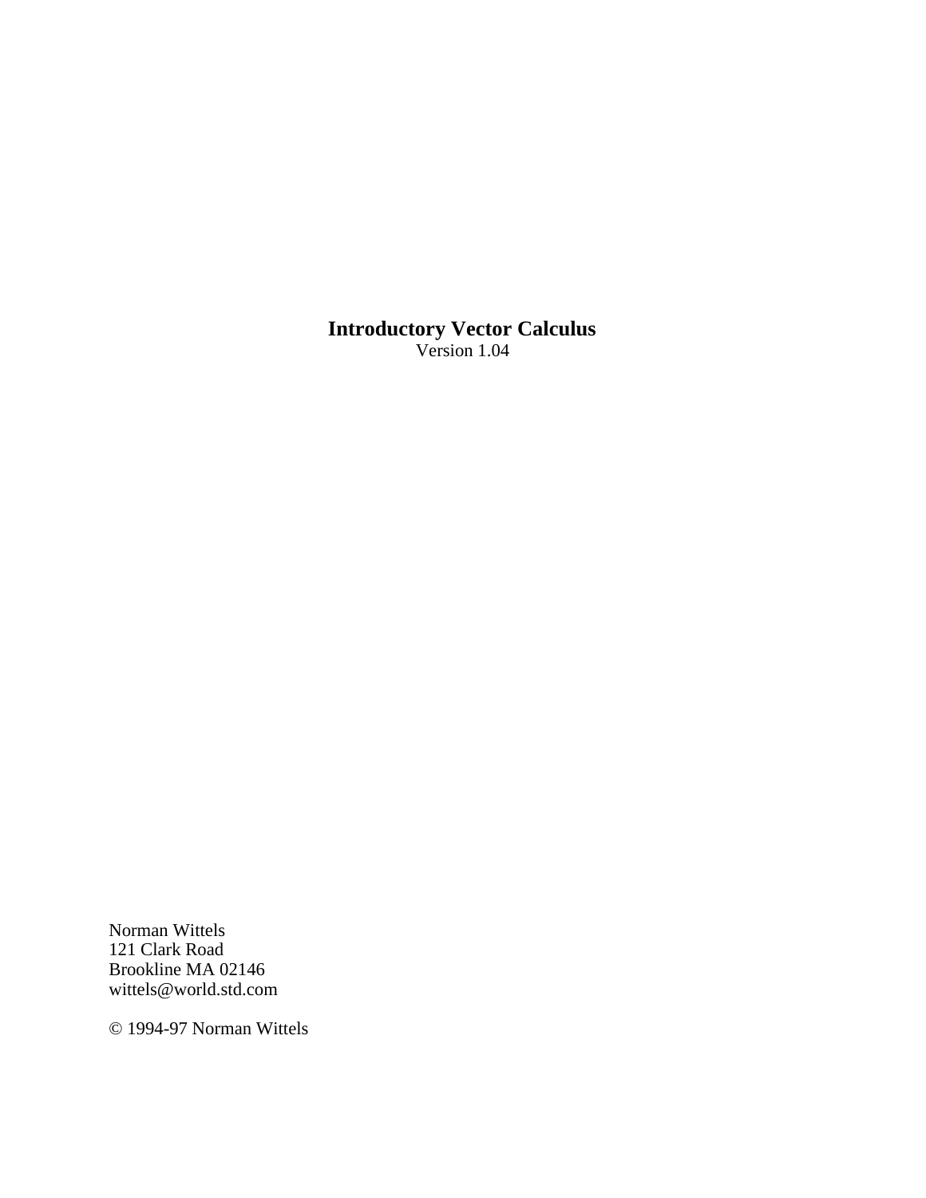# Introductory Vector Calculus

Version 1.04

Norman Wittels
121 Clark Road
Brookline MA 02146
wittels@world.std.com

© 1994-97 Norman Wittels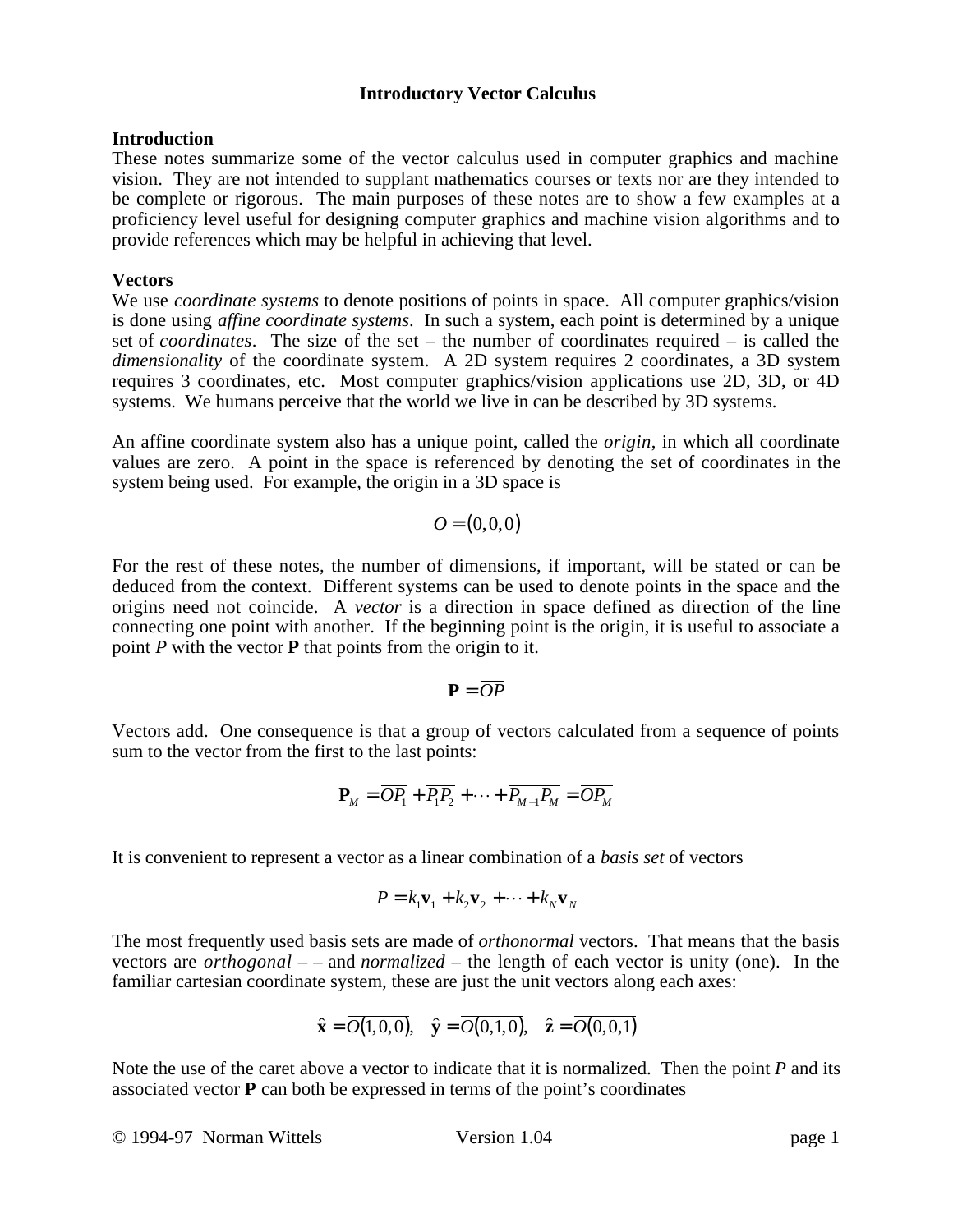**Introductory Vector Calculus**

## Introduction

These notes summarize some of the vector calculus used in computer graphics and machine vision. They are not intended to supplant mathematics courses or texts nor are they intended to be complete or rigorous. The main purposes of these notes are to show a few examples at a proficiency level useful for designing computer graphics and machine vision algorithms and to provide references which may be helpful in achieving that level.

## Vectors

We use *coordinate systems* to denote positions of points in space. All computer graphics/vision is done using *affine coordinate systems*. In such a system, each point is determined by a unique set of *coordinates*. The size of the set – the number of coordinates required – is called the *dimensionality* of the coordinate system. A 2D system requires 2 coordinates, a 3D system requires 3 coordinates, etc. Most computer graphics/vision applications use 2D, 3D, or 4D systems. We humans perceive that the world we live in can be described by 3D systems.

An affine coordinate system also has a unique point, called the *origin*, in which all coordinate values are zero. A point in the space is referenced by denoting the set of coordinates in the system being used. For example, the origin in a 3D space is

$$O = (0,0,0)$$

For the rest of these notes, the number of dimensions, if important, will be stated or can be deduced from the context. Different systems can be used to denote points in the space and the origins need not coincide. A *vector* is a direction in space defined as direction of the line connecting one point with another. If the beginning point is the origin, it is useful to associate a point $P$ with the vector $\mathbf{P}$ that points from the origin to it.

$$\mathbf{P} = \overline{OP}$$

Vectors add. One consequence is that a group of vectors calculated from a sequence of points sum to the vector from the first to the last points:

$$\mathbf{P}_M = \overline{OP_1} + \overline{P_1P_2} + \cdots + \overline{P_{M-1}P_M} = \overline{OP_M}$$

It is convenient to represent a vector as a linear combination of a *basis set* of vectors

$$P = k_1\mathbf{v}_1 + k_2\mathbf{v}_2 + \cdots + k_N\mathbf{v}_N$$

The most frequently used basis sets are made of *orthonormal* vectors. That means that the basis vectors are *orthogonal* – – and *normalized* – the length of each vector is unity (one). In the familiar cartesian coordinate system, these are just the unit vectors along each axes:

$$\hat{\mathbf{x}} = \overline{O(1,0,0)}, \quad \hat{\mathbf{y}} = \overline{O(0,1,0)}, \quad \hat{\mathbf{z}} = \overline{O(0,0,1)}$$

Note the use of the caret above a vector to indicate that it is normalized. Then the point $P$ and its associated vector $\mathbf{P}$ can both be expressed in terms of the point's coordinates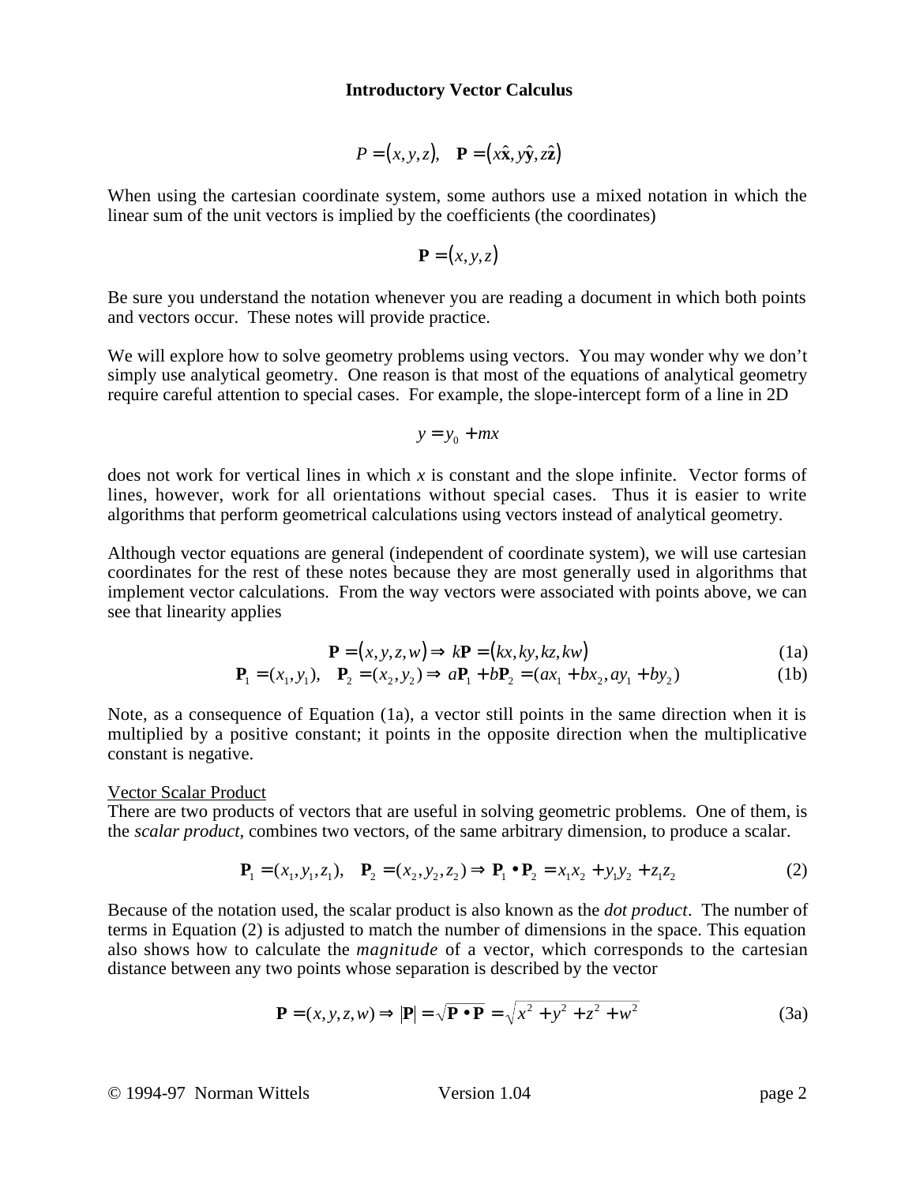**Introductory Vector Calculus**

$$P = (x, y, z), \quad \mathbf{P} = (x\hat{\mathbf{x}}, y\hat{\mathbf{y}}, z\hat{\mathbf{z}})$$

When using the cartesian coordinate system, some authors use a mixed notation in which the linear sum of the unit vectors is implied by the coefficients (the coordinates)

$$\mathbf{P} = (x, y, z)$$

Be sure you understand the notation whenever you are reading a document in which both points and vectors occur. These notes will provide practice.

We will explore how to solve geometry problems using vectors. You may wonder why we don't simply use analytical geometry. One reason is that most of the equations of analytical geometry require careful attention to special cases. For example, the slope-intercept form of a line in 2D

$$y = y_0 + mx$$

does not work for vertical lines in which $x$ is constant and the slope infinite. Vector forms of lines, however, work for all orientations without special cases. Thus it is easier to write algorithms that perform geometrical calculations using vectors instead of analytical geometry.

Although vector equations are general (independent of coordinate system), we will use cartesian coordinates for the rest of these notes because they are most generally used in algorithms that implement vector calculations. From the way vectors were associated with points above, we can see that linearity applies

$$\mathbf{P} = (x, y, z, w) \Rightarrow k\mathbf{P} = (kx, ky, kz, kw) \tag{1a}$$

$$\mathbf{P}_1 = (x_1, y_1), \quad \mathbf{P}_2 = (x_2, y_2) \Rightarrow a\mathbf{P}_1 + b\mathbf{P}_2 = (ax_1 + bx_2, ay_1 + by_2) \tag{1b}$$

Note, as a consequence of Equation (1a), a vector still points in the same direction when it is multiplied by a positive constant; it points in the opposite direction when the multiplicative constant is negative.

Vector Scalar Product

There are two products of vectors that are useful in solving geometric problems. One of them, is the *scalar product*, combines two vectors, of the same arbitrary dimension, to produce a scalar.

$$\mathbf{P}_1 = (x_1, y_1, z_1), \quad \mathbf{P}_2 = (x_2, y_2, z_2) \Rightarrow \mathbf{P}_1 \bullet \mathbf{P}_2 = x_1x_2 + y_1y_2 + z_1z_2 \tag{2}$$

Because of the notation used, the scalar product is also known as the *dot product*. The number of terms in Equation (2) is adjusted to match the number of dimensions in the space. This equation also shows how to calculate the *magnitude* of a vector, which corresponds to the cartesian distance between any two points whose separation is described by the vector

$$\mathbf{P} = (x, y, z, w) \Rightarrow |\mathbf{P}| = \sqrt{\mathbf{P} \bullet \mathbf{P}} = \sqrt{x^2 + y^2 + z^2 + w^2} \tag{3a}$$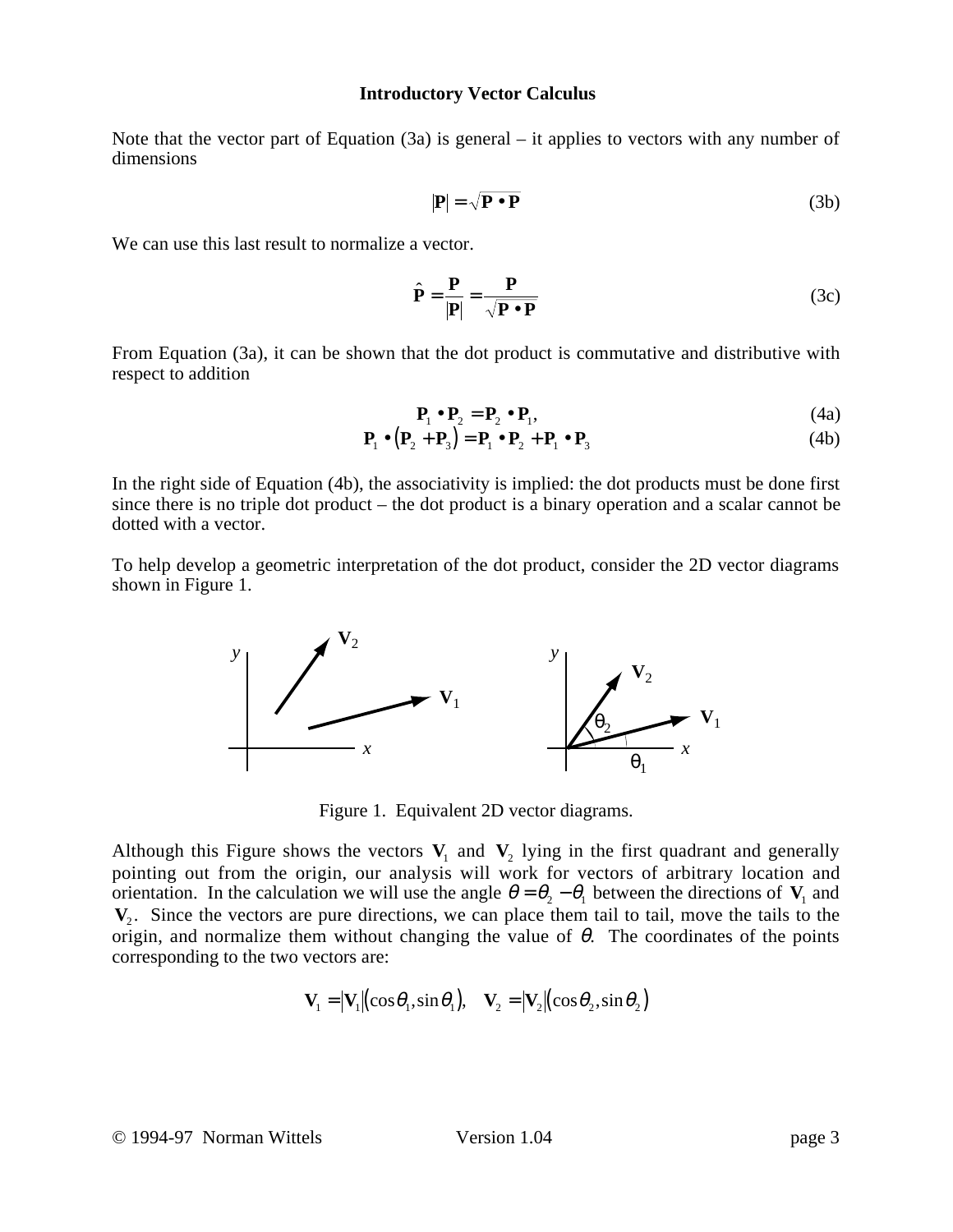Note that the vector part of Equation (3a) is general – it applies to vectors with any number of dimensions

$$|\mathbf{P}| = \sqrt{\mathbf{P} \bullet \mathbf{P}} \tag{3b}$$

We can use this last result to normalize a vector.

$$\hat{\mathbf{P}} = \frac{\mathbf{P}}{|\mathbf{P}|} = \frac{\mathbf{P}}{\sqrt{\mathbf{P} \bullet \mathbf{P}}} \tag{3c}$$

From Equation (3a), it can be shown that the dot product is commutative and distributive with respect to addition

$$\mathbf{P}_1 \bullet \mathbf{P}_2 = \mathbf{P}_2 \bullet \mathbf{P}_1, \tag{4a}$$

$$\mathbf{P}_1 \bullet (\mathbf{P}_2 + \mathbf{P}_3) = \mathbf{P}_1 \bullet \mathbf{P}_2 + \mathbf{P}_1 \bullet \mathbf{P}_3 \tag{4b}$$

In the right side of Equation (4b), the associativity is implied: the dot products must be done first since there is no triple dot product – the dot product is a binary operation and a scalar cannot be dotted with a vector.

To help develop a geometric interpretation of the dot product, consider the 2D vector diagrams shown in Figure 1.

Figure 1. Equivalent 2D vector diagrams.

Although this Figure shows the vectors $\mathbf{V}_1$ and $\mathbf{V}_2$ lying in the first quadrant and generally pointing out from the origin, our analysis will work for vectors of arbitrary location and orientation. In the calculation we will use the angle $\theta = \theta_2 - \theta_1$ between the directions of $\mathbf{V}_1$ and $\mathbf{V}_2$. Since the vectors are pure directions, we can place them tail to tail, move the tails to the origin, and normalize them without changing the value of $\theta$. The coordinates of the points corresponding to the two vectors are:

$$\mathbf{V}_1 = |\mathbf{V}_1|(\cos\theta_1, \sin\theta_1), \quad \mathbf{V}_2 = |\mathbf{V}_2|(\cos\theta_2, \sin\theta_2)$$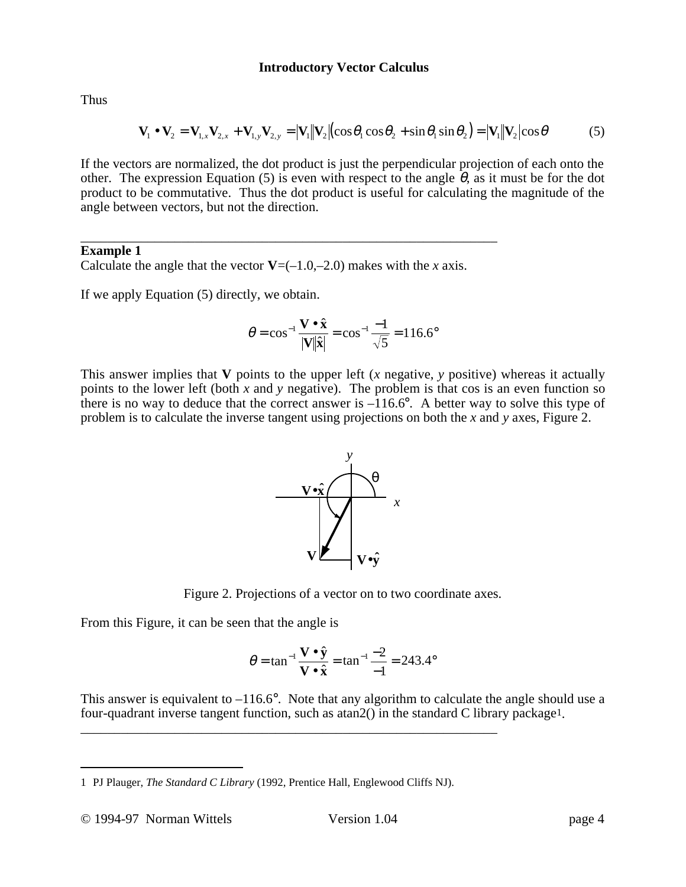Thus

$$\mathbf{V}_1 \bullet \mathbf{V}_2 = \mathbf{V}_{1,x}\mathbf{V}_{2,x} + \mathbf{V}_{1,y}\mathbf{V}_{2,y} = |\mathbf{V}_1||\mathbf{V}_2|(\cos\theta_1\cos\theta_2 + \sin\theta_1\sin\theta_2) = |\mathbf{V}_1||\mathbf{V}_2|\cos\theta \qquad (5)$$

If the vectors are normalized, the dot product is just the perpendicular projection of each onto the other. The expression Equation (5) is even with respect to the angle $\theta$, as it must be for the dot product to be commutative. Thus the dot product is useful for calculating the magnitude of the angle between vectors, but not the direction.

---

**Example 1**

Calculate the angle that the vector $\mathbf{V}$=(–1.0,–2.0) makes with the *x* axis.

If we apply Equation (5) directly, we obtain.

$$\theta = \cos^{-1}\frac{\mathbf{V} \bullet \hat{\mathbf{x}}}{|\mathbf{V}||\hat{\mathbf{x}}|} = \cos^{-1}\frac{-1}{\sqrt{5}} = 116.6°$$

This answer implies that $\mathbf{V}$ points to the upper left (*x* negative, *y* positive) whereas it actually points to the lower left (both *x* and *y* negative). The problem is that cos is an even function so there is no way to deduce that the correct answer is –116.6°. A better way to solve this type of problem is to calculate the inverse tangent using projections on both the *x* and *y* axes, Figure 2.

Figure 2. Projections of a vector on to two coordinate axes.

From this Figure, it can be seen that the angle is

$$\theta = \tan^{-1}\frac{\mathbf{V} \bullet \hat{\mathbf{y}}}{\mathbf{V} \bullet \hat{\mathbf{x}}} = \tan^{-1}\frac{-2}{-1} = 243.4°$$

This answer is equivalent to –116.6°. Note that any algorithm to calculate the angle should use a four-quadrant inverse tangent function, such as atan2() in the standard C library package[1].

---

[1] PJ Plauger, *The Standard C Library* (1992, Prentice Hall, Englewood Cliffs NJ).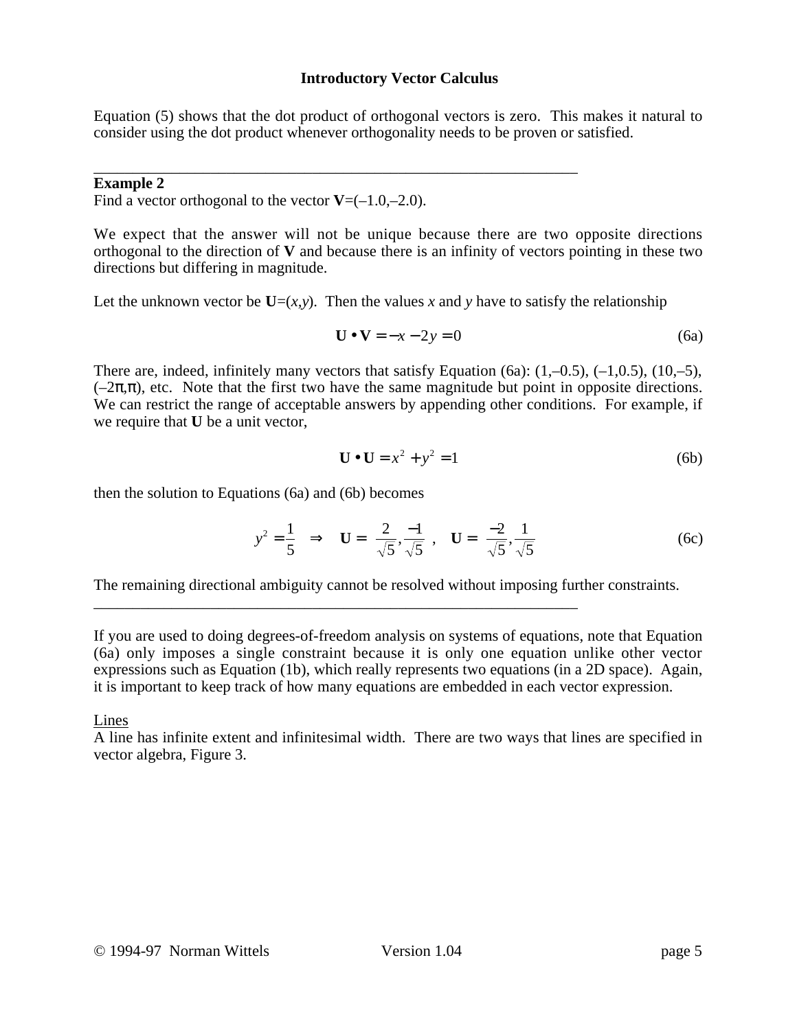Equation (5) shows that the dot product of orthogonal vectors is zero. This makes it natural to consider using the dot product whenever orthogonality needs to be proven or satisfied.

---

**Example 2**
Find a vector orthogonal to the vector **V**=(–1.0,–2.0).

We expect that the answer will not be unique because there are two opposite directions orthogonal to the direction of **V** and because there is an infinity of vectors pointing in these two directions but differing in magnitude.

Let the unknown vector be **U**=(*x*,*y*). Then the values *x* and *y* have to satisfy the relationship

$$\mathbf{U} \bullet \mathbf{V} = -x - 2y = 0 \tag{6a}$$

There are, indeed, infinitely many vectors that satisfy Equation (6a): (1,–0.5), (–1,0.5), (10,–5), (–2π,π), etc. Note that the first two have the same magnitude but point in opposite directions. We can restrict the range of acceptable answers by appending other conditions. For example, if we require that **U** be a unit vector,

$$\mathbf{U} \bullet \mathbf{U} = x^2 + y^2 = 1 \tag{6b}$$

then the solution to Equations (6a) and (6b) becomes

$$y^2 = \frac{1}{5} \quad \Rightarrow \quad \mathbf{U} = \left(\frac{2}{\sqrt{5}}, \frac{-1}{\sqrt{5}}\right), \quad \mathbf{U} = \left(\frac{-2}{\sqrt{5}}, \frac{1}{\sqrt{5}}\right) \tag{6c}$$

The remaining directional ambiguity cannot be resolved without imposing further constraints.

---

If you are used to doing degrees-of-freedom analysis on systems of equations, note that Equation (6a) only imposes a single constraint because it is only one equation unlike other vector expressions such as Equation (1b), which really represents two equations (in a 2D space). Again, it is important to keep track of how many equations are embedded in each vector expression.

## Lines

A line has infinite extent and infinitesimal width. There are two ways that lines are specified in vector algebra, Figure 3.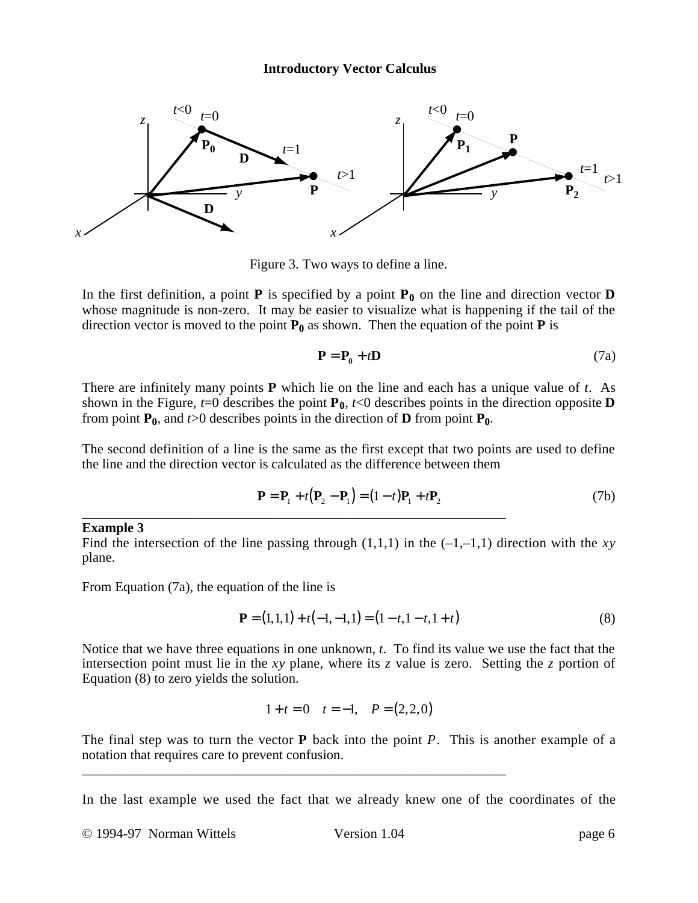Figure 3. Two ways to define a line.

In the first definition, a point **P** is specified by a point $\mathbf{P_0}$ on the line and direction vector **D** whose magnitude is non-zero. It may be easier to visualize what is happening if the tail of the direction vector is moved to the point $\mathbf{P_0}$ as shown. Then the equation of the point **P** is

$$\mathbf{P} = \mathbf{P_0} + t\mathbf{D} \tag{7a}$$

There are infinitely many points **P** which lie on the line and each has a unique value of $t$. As shown in the Figure, $t$=0 describes the point $\mathbf{P_0}$, $t$<0 describes points in the direction opposite **D** from point $\mathbf{P_0}$, and $t$>0 describes points in the direction of **D** from point $\mathbf{P_0}$.

The second definition of a line is the same as the first except that two points are used to define the line and the direction vector is calculated as the difference between them

$$\mathbf{P} = \mathbf{P}_1 + t\left(\mathbf{P}_2 - \mathbf{P}_1\right) = (1-t)\mathbf{P}_1 + t\mathbf{P}_2 \tag{7b}$$

---

**Example 3**

Find the intersection of the line passing through (1,1,1) in the (–1,–1,1) direction with the *xy* plane.

From Equation (7a), the equation of the line is

$$\mathbf{P} = (1,1,1) + t(-1,-1,1) = (1-t, 1-t, 1+t) \tag{8}$$

Notice that we have three equations in one unknown, $t$. To find its value we use the fact that the intersection point must lie in the *xy* plane, where its $z$ value is zero. Setting the $z$ portion of Equation (8) to zero yields the solution.

$$1 + t = 0 \quad t = -1, \quad P = (2,2,0)$$

The final step was to turn the vector **P** back into the point $P$. This is another example of a notation that requires care to prevent confusion.

---

In the last example we used the fact that we already knew one of the coordinates of the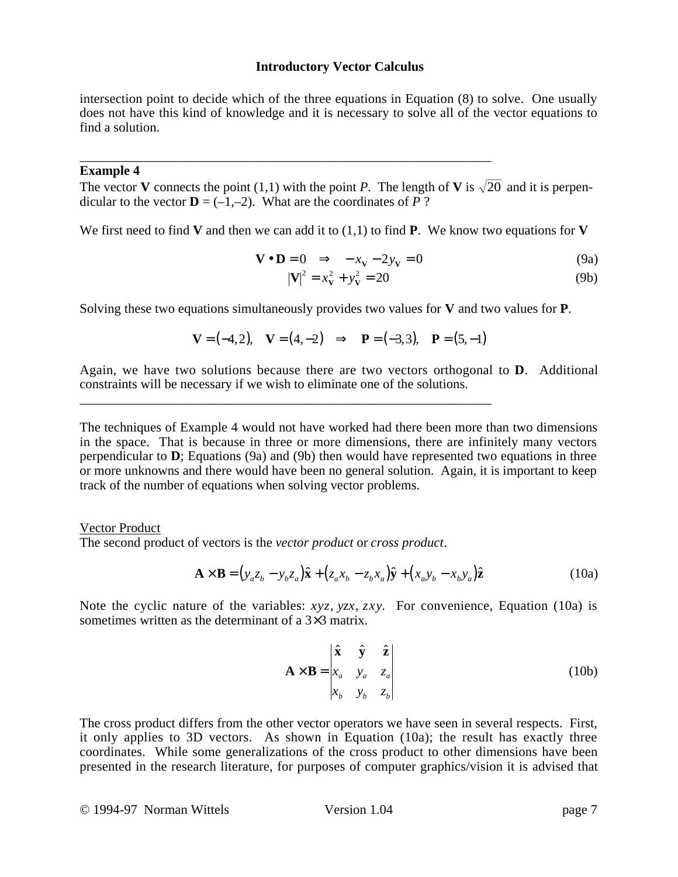intersection point to decide which of the three equations in Equation (8) to solve. One usually does not have this kind of knowledge and it is necessary to solve all of the vector equations to find a solution.

---

**Example 4**

The vector **V** connects the point (1,1) with the point *P*. The length of **V** is $\sqrt{20}$ and it is perpendicular to the vector **D** = (–1,–2). What are the coordinates of *P* ?

We first need to find **V** and then we can add it to (1,1) to find **P**. We know two equations for **V**

$$\mathbf{V} \bullet \mathbf{D} = 0 \quad \Rightarrow \quad -x_{\mathbf{V}} - 2y_{\mathbf{V}} = 0 \tag{9a}$$

$$|\mathbf{V}|^2 = x_{\mathbf{V}}^2 + y_{\mathbf{V}}^2 = 20 \tag{9b}$$

Solving these two equations simultaneously provides two values for **V** and two values for **P**.

$$\mathbf{V} = (-4, 2), \quad \mathbf{V} = (4, -2) \quad \Rightarrow \quad \mathbf{P} = (-3, 3), \quad \mathbf{P} = (5, -1)$$

Again, we have two solutions because there are two vectors orthogonal to **D**. Additional constraints will be necessary if we wish to eliminate one of the solutions.

---

The techniques of Example 4 would not have worked had there been more than two dimensions in the space. That is because in three or more dimensions, there are infinitely many vectors perpendicular to **D**; Equations (9a) and (9b) then would have represented two equations in three or more unknowns and there would have been no general solution. Again, it is important to keep track of the number of equations when solving vector problems.

Vector Product

The second product of vectors is the *vector product* or *cross product*.

$$\mathbf{A} \times \mathbf{B} = (y_a z_b - y_b z_a)\hat{\mathbf{x}} + (z_a x_b - z_b x_a)\hat{\mathbf{y}} + (x_a y_b - x_b y_a)\hat{\mathbf{z}} \tag{10a}$$

Note the cyclic nature of the variables: $xyz$, $yzx$, $zxy$. For convenience, Equation (10a) is sometimes written as the determinant of a $3 \times 3$ matrix.

$$\mathbf{A} \times \mathbf{B} = \begin{vmatrix} \hat{\mathbf{x}} & \hat{\mathbf{y}} & \hat{\mathbf{z}} \\ x_a & y_a & z_a \\ x_b & y_b & z_b \end{vmatrix} \tag{10b}$$

The cross product differs from the other vector operators we have seen in several respects. First, it only applies to 3D vectors. As shown in Equation (10a); the result has exactly three coordinates. While some generalizations of the cross product to other dimensions have been presented in the research literature, for purposes of computer graphics/vision it is advised that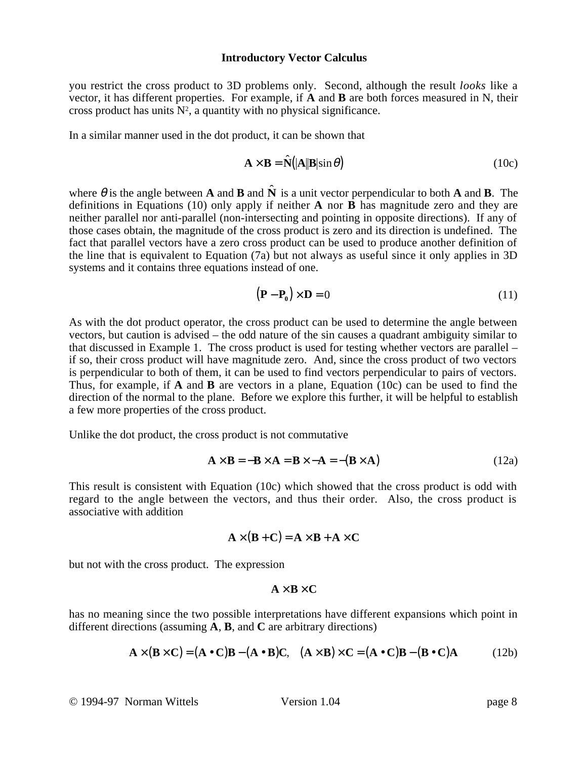you restrict the cross product to 3D problems only. Second, although the result *looks* like a vector, it has different properties. For example, if **A** and **B** are both forces measured in N, their cross product has units $N^2$, a quantity with no physical significance.

In a similar manner used in the dot product, it can be shown that

$$\mathbf{A} \times \mathbf{B} = \hat{\mathbf{N}}\left(|\mathbf{A}||\mathbf{B}|\sin\theta\right) \tag{10c}$$

where $\theta$ is the angle between **A** and **B** and $\hat{\mathbf{N}}$ is a unit vector perpendicular to both **A** and **B**. The definitions in Equations (10) only apply if neither **A** nor **B** has magnitude zero and they are neither parallel nor anti-parallel (non-intersecting and pointing in opposite directions). If any of those cases obtain, the magnitude of the cross product is zero and its direction is undefined. The fact that parallel vectors have a zero cross product can be used to produce another definition of the line that is equivalent to Equation (7a) but not always as useful since it only applies in 3D systems and it contains three equations instead of one.

$$\left(\mathbf{P} - \mathbf{P_0}\right) \times \mathbf{D} = 0 \tag{11}$$

As with the dot product operator, the cross product can be used to determine the angle between vectors, but caution is advised – the odd nature of the sin causes a quadrant ambiguity similar to that discussed in Example 1. The cross product is used for testing whether vectors are parallel – if so, their cross product will have magnitude zero. And, since the cross product of two vectors is perpendicular to both of them, it can be used to find vectors perpendicular to pairs of vectors. Thus, for example, if **A** and **B** are vectors in a plane, Equation (10c) can be used to find the direction of the normal to the plane. Before we explore this further, it will be helpful to establish a few more properties of the cross product.

Unlike the dot product, the cross product is not commutative

$$\mathbf{A} \times \mathbf{B} = -\mathbf{B} \times \mathbf{A} = \mathbf{B} \times -\mathbf{A} = -\left(\mathbf{B} \times \mathbf{A}\right) \tag{12a}$$

This result is consistent with Equation (10c) which showed that the cross product is odd with regard to the angle between the vectors, and thus their order. Also, the cross product is associative with addition

$$\mathbf{A} \times \left(\mathbf{B} + \mathbf{C}\right) = \mathbf{A} \times \mathbf{B} + \mathbf{A} \times \mathbf{C}$$

but not with the cross product. The expression

$$\mathbf{A} \times \mathbf{B} \times \mathbf{C}$$

has no meaning since the two possible interpretations have different expansions which point in different directions (assuming **A**, **B**, and **C** are arbitrary directions)

$$\mathbf{A} \times \left(\mathbf{B} \times \mathbf{C}\right) = \left(\mathbf{A} \bullet \mathbf{C}\right)\mathbf{B} - \left(\mathbf{A} \bullet \mathbf{B}\right)\mathbf{C}, \quad \left(\mathbf{A} \times \mathbf{B}\right) \times \mathbf{C} = \left(\mathbf{A} \bullet \mathbf{C}\right)\mathbf{B} - \left(\mathbf{B} \bullet \mathbf{C}\right)\mathbf{A} \tag{12b}$$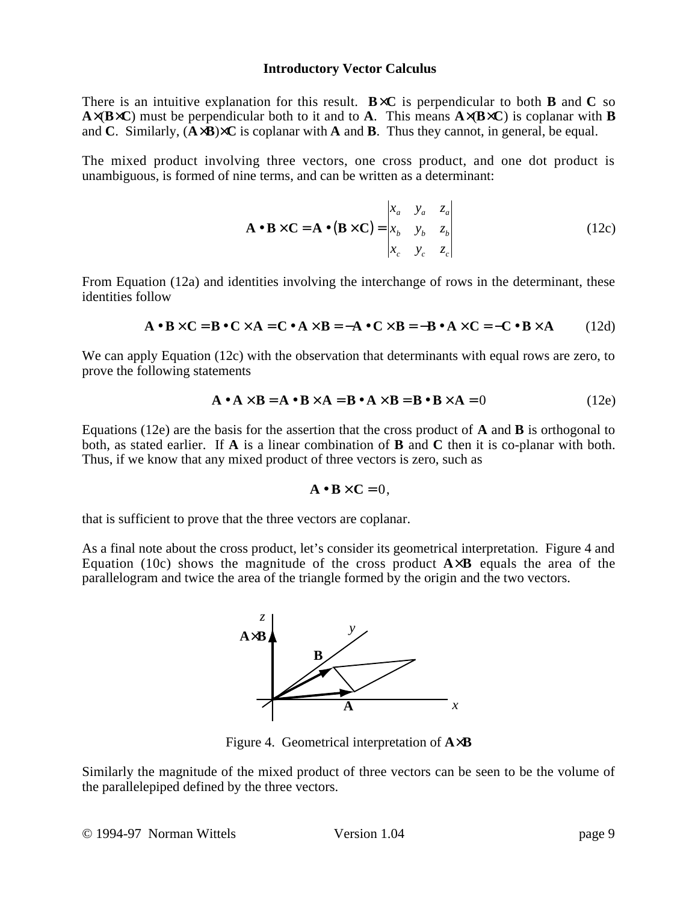There is an intuitive explanation for this result. **B**×**C** is perpendicular to both **B** and **C** so **A**×(**B**×**C**) must be perpendicular both to it and to **A**. This means **A**×(**B**×**C**) is coplanar with **B** and **C**. Similarly, (**A**×**B**)×**C** is coplanar with **A** and **B**. Thus they cannot, in general, be equal.

The mixed product involving three vectors, one cross product, and one dot product is unambiguous, is formed of nine terms, and can be written as a determinant:

$$\mathbf{A} \bullet \mathbf{B} \times \mathbf{C} = \mathbf{A} \bullet (\mathbf{B} \times \mathbf{C}) = \begin{vmatrix} x_a & y_a & z_a \\ x_b & y_b & z_b \\ x_c & y_c & z_c \end{vmatrix} \tag{12c}$$

From Equation (12a) and identities involving the interchange of rows in the determinant, these identities follow

$$\mathbf{A} \bullet \mathbf{B} \times \mathbf{C} = \mathbf{B} \bullet \mathbf{C} \times \mathbf{A} = \mathbf{C} \bullet \mathbf{A} \times \mathbf{B} = -\mathbf{A} \bullet \mathbf{C} \times \mathbf{B} = -\mathbf{B} \bullet \mathbf{A} \times \mathbf{C} = -\mathbf{C} \bullet \mathbf{B} \times \mathbf{A} \tag{12d}$$

We can apply Equation (12c) with the observation that determinants with equal rows are zero, to prove the following statements

$$\mathbf{A} \bullet \mathbf{A} \times \mathbf{B} = \mathbf{A} \bullet \mathbf{B} \times \mathbf{A} = \mathbf{B} \bullet \mathbf{A} \times \mathbf{B} = \mathbf{B} \bullet \mathbf{B} \times \mathbf{A} = 0 \tag{12e}$$

Equations (12e) are the basis for the assertion that the cross product of **A** and **B** is orthogonal to both, as stated earlier. If **A** is a linear combination of **B** and **C** then it is co-planar with both. Thus, if we know that any mixed product of three vectors is zero, such as

$$\mathbf{A} \bullet \mathbf{B} \times \mathbf{C} = 0,$$

that is sufficient to prove that the three vectors are coplanar.

As a final note about the cross product, let's consider its geometrical interpretation. Figure 4 and Equation (10c) shows the magnitude of the cross product **A**×**B** equals the area of the parallelogram and twice the area of the triangle formed by the origin and the two vectors.

Figure 4. Geometrical interpretation of **A**×**B**

Similarly the magnitude of the mixed product of three vectors can be seen to be the volume of the parallelepiped defined by the three vectors.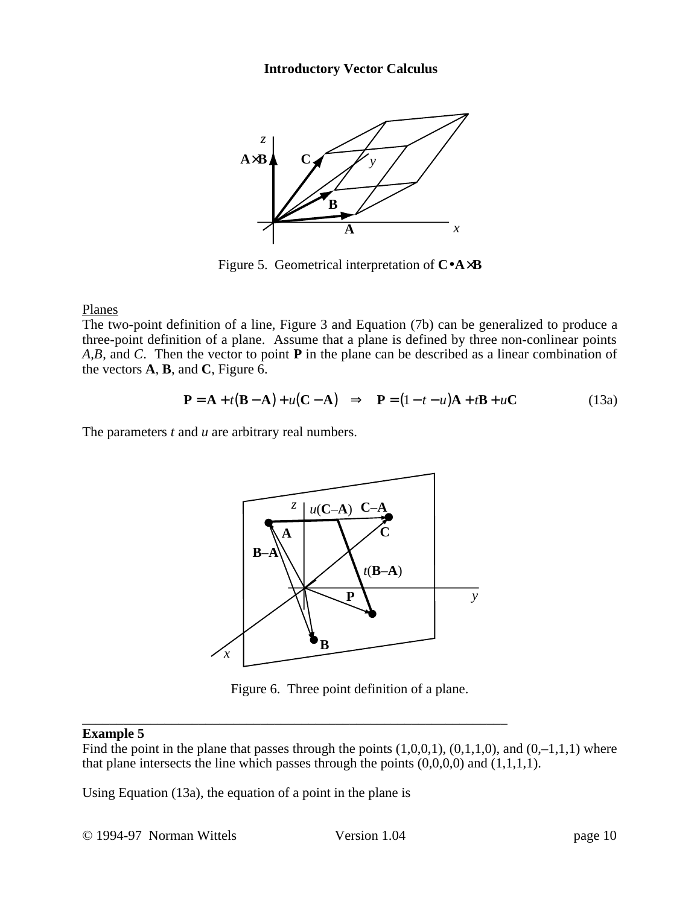Figure 5. Geometrical interpretation of $\mathbf{C} \bullet \mathbf{A} \times \mathbf{B}$

Planes

The two-point definition of a line, Figure 3 and Equation (7b) can be generalized to produce a three-point definition of a plane. Assume that a plane is defined by three non-conlinear points *A*,*B*, and *C*. Then the vector to point **P** in the plane can be described as a linear combination of the vectors **A**, **B**, and **C**, Figure 6.

$$\mathbf{P} = \mathbf{A} + t(\mathbf{B} - \mathbf{A}) + u(\mathbf{C} - \mathbf{A}) \quad \Rightarrow \quad \mathbf{P} = (1 - t - u)\mathbf{A} + t\mathbf{B} + u\mathbf{C} \tag{13a}$$

The parameters *t* and *u* are arbitrary real numbers.

Figure 6. Three point definition of a plane.

---

**Example 5**

Find the point in the plane that passes through the points (1,0,0,1), (0,1,1,0), and (0,–1,1,1) where that plane intersects the line which passes through the points (0,0,0,0) and (1,1,1,1).

Using Equation (13a), the equation of a point in the plane is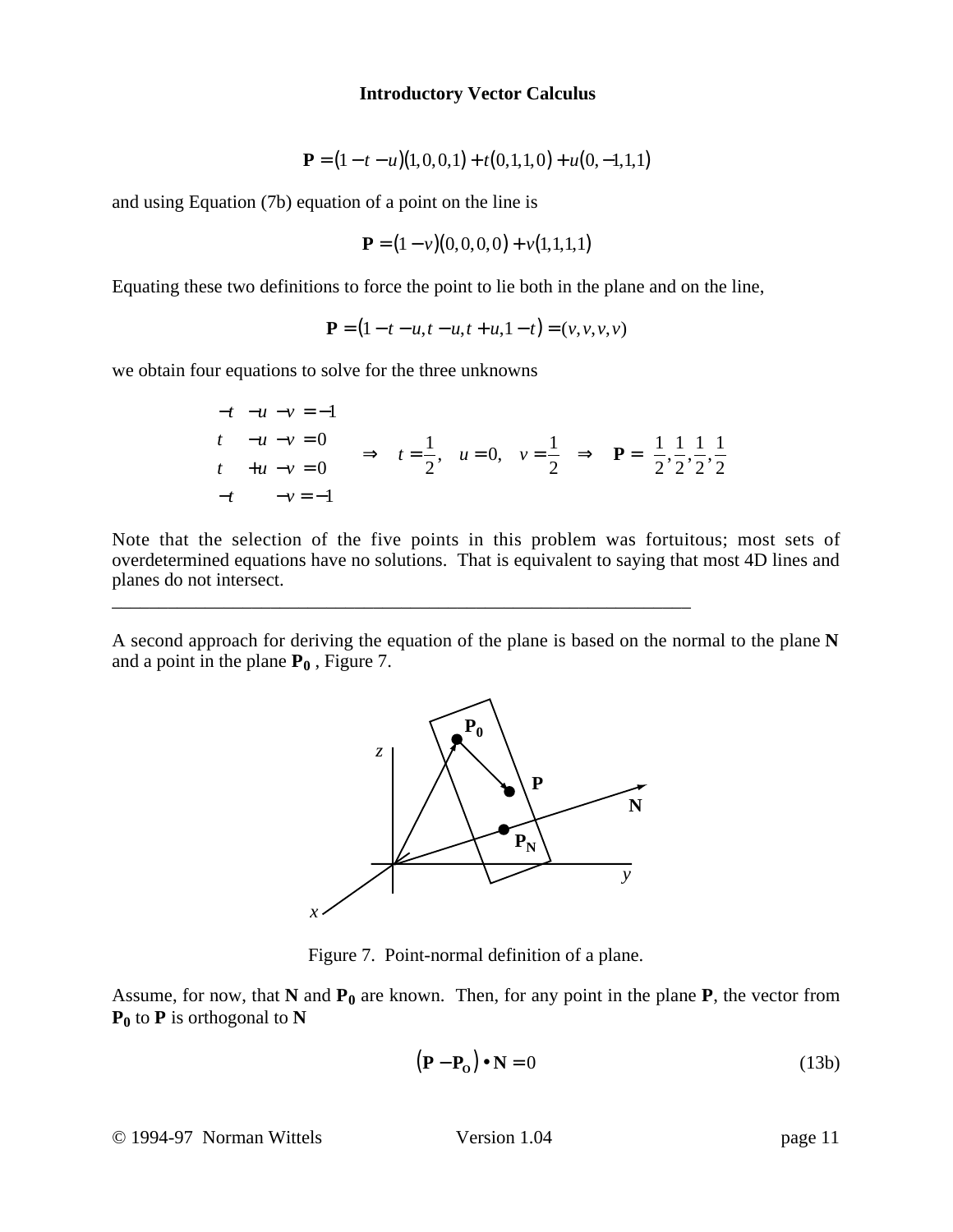$$\mathbf{P} = (1 - t - u)(1,0,0,1) + t(0,1,1,0) + u(0,-1,1,1)$$

and using Equation (7b) equation of a point on the line is

$$\mathbf{P} = (1 - v)(0,0,0,0) + v(1,1,1,1)$$

Equating these two definitions to force the point to lie both in the plane and on the line,

$$\mathbf{P} = (1 - t - u, t - u, t + u, 1 - t) = (v, v, v, v)$$

we obtain four equations to solve for the three unknowns

$$\begin{array}{l} -t - u - v = -1 \\ t - u - v = 0 \\ t + u - v = 0 \\ -t - v = -1 \end{array} \quad \Rightarrow \quad t = \frac{1}{2}, \quad u = 0, \quad v = \frac{1}{2} \quad \Rightarrow \quad \mathbf{P} = \left(\frac{1}{2}, \frac{1}{2}, \frac{1}{2}, \frac{1}{2}\right)$$

Note that the selection of the five points in this problem was fortuitous; most sets of overdetermined equations have no solutions. That is equivalent to saying that most 4D lines and planes do not intersect.

---

A second approach for deriving the equation of the plane is based on the normal to the plane $\mathbf{N}$ and a point in the plane $\mathbf{P_0}$, Figure 7.

Figure 7. Point-normal definition of a plane.

Assume, for now, that $\mathbf{N}$ and $\mathbf{P_0}$ are known. Then, for any point in the plane $\mathbf{P}$, the vector from $\mathbf{P_0}$ to $\mathbf{P}$ is orthogonal to $\mathbf{N}$

$$(\mathbf{P} - \mathbf{P_O}) \bullet \mathbf{N} = 0 \tag{13b}$$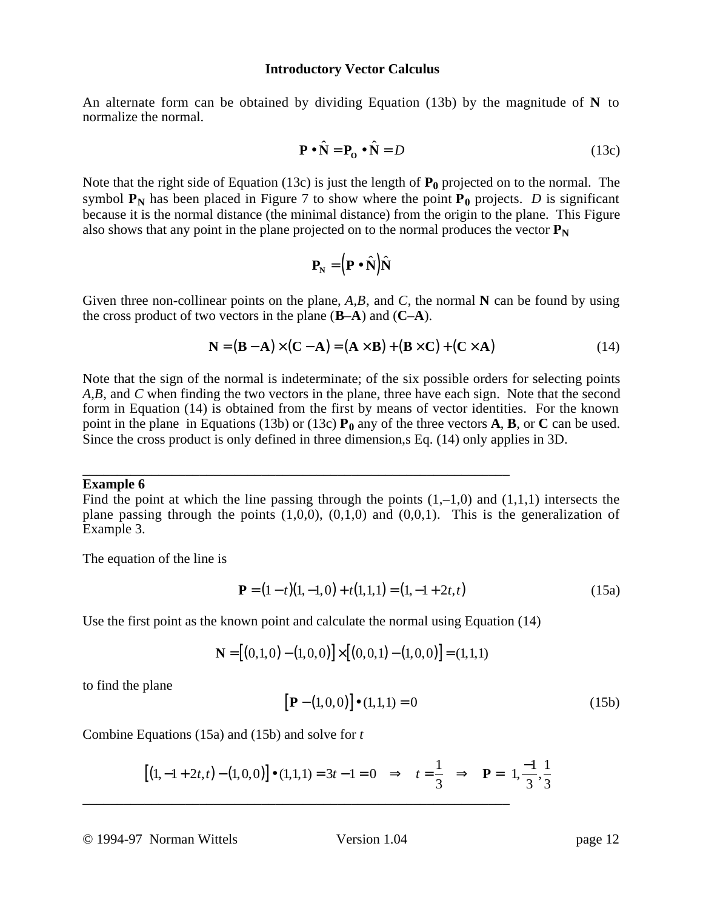An alternate form can be obtained by dividing Equation (13b) by the magnitude of **N** to normalize the normal.

$$\mathbf{P} \bullet \hat{\mathbf{N}} = \mathbf{P_O} \bullet \hat{\mathbf{N}} = D \tag{13c}$$

Note that the right side of Equation (13c) is just the length of $\mathbf{P_0}$ projected on to the normal. The symbol $\mathbf{P_N}$ has been placed in Figure 7 to show where the point $\mathbf{P_0}$ projects. $D$ is significant because it is the normal distance (the minimal distance) from the origin to the plane. This Figure also shows that any point in the plane projected on to the normal produces the vector $\mathbf{P_N}$

$$\mathbf{P_N} = \left(\mathbf{P} \bullet \hat{\mathbf{N}}\right)\hat{\mathbf{N}}$$

Given three non-collinear points on the plane, $A$,$B$, and $C$, the normal **N** can be found by using the cross product of two vectors in the plane (**B**–**A**) and (**C**–**A**).

$$\mathbf{N} = (\mathbf{B} - \mathbf{A}) \times (\mathbf{C} - \mathbf{A}) = (\mathbf{A} \times \mathbf{B}) + (\mathbf{B} \times \mathbf{C}) + (\mathbf{C} \times \mathbf{A}) \tag{14}$$

Note that the sign of the normal is indeterminate; of the six possible orders for selecting points $A$,$B$, and $C$ when finding the two vectors in the plane, three have each sign. Note that the second form in Equation (14) is obtained from the first by means of vector identities. For the known point in the plane in Equations (13b) or (13c) $\mathbf{P_0}$ any of the three vectors **A**, **B**, or **C** can be used. Since the cross product is only defined in three dimension,s Eq. (14) only applies in 3D.

---

**Example 6**
Find the point at which the line passing through the points (1,–1,0) and (1,1,1) intersects the plane passing through the points (1,0,0), (0,1,0) and (0,0,1). This is the generalization of Example 3.

The equation of the line is

$$\mathbf{P} = (1-t)(1,-1,0) + t(1,1,1) = (1, -1+2t, t) \tag{15a}$$

Use the first point as the known point and calculate the normal using Equation (14)

$$\mathbf{N} = \left[(0,1,0) - (1,0,0)\right] \times \left[(0,0,1) - (1,0,0)\right] = (1,1,1)$$

to find the plane

$$\left[\mathbf{P} - (1,0,0)\right] \bullet (1,1,1) = 0 \tag{15b}$$

Combine Equations (15a) and (15b) and solve for $t$

$$\left[(1,-1+2t,t) - (1,0,0)\right] \bullet (1,1,1) = 3t - 1 = 0 \quad \Rightarrow \quad t = \frac{1}{3} \quad \Rightarrow \quad \mathbf{P} = \left(1, \frac{-1}{3}, \frac{1}{3}\right)$$

---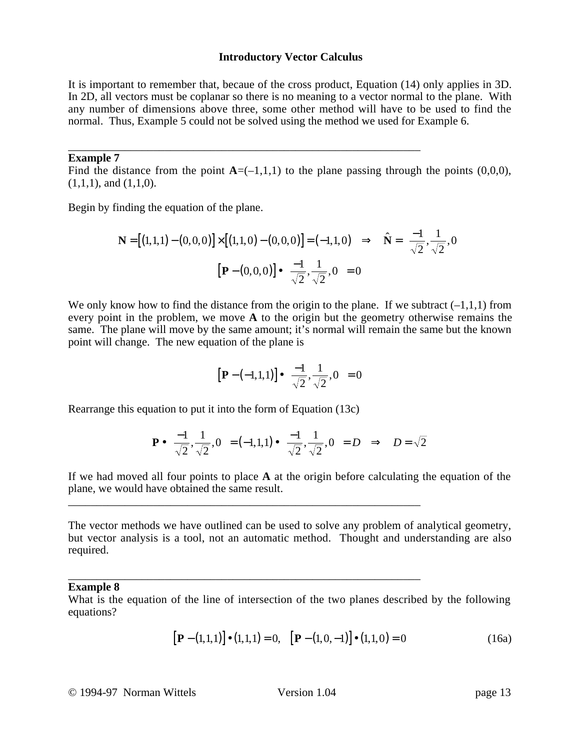It is important to remember that, becaue of the cross product, Equation (14) only applies in 3D. In 2D, all vectors must be coplanar so there is no meaning to a vector normal to the plane. With any number of dimensions above three, some other method will have to be used to find the normal. Thus, Example 5 could not be solved using the method we used for Example 6.

---

**Example 7**
Find the distance from the point $\mathbf{A}=(-1,1,1)$ to the plane passing through the points (0,0,0), (1,1,1), and (1,1,0).

Begin by finding the equation of the plane.

$$\mathbf{N} = \left[(1,1,1)-(0,0,0)\right]\times\left[(1,1,0)-(0,0,0)\right] = (-1,1,0) \quad \Rightarrow \quad \hat{\mathbf{N}} = \left(\frac{-1}{\sqrt{2}},\frac{1}{\sqrt{2}},0\right)$$

$$\left[\mathbf{P}-(0,0,0)\right]\bullet\left(\frac{-1}{\sqrt{2}},\frac{1}{\sqrt{2}},0\right)=0$$

We only know how to find the distance from the origin to the plane. If we subtract (–1,1,1) from every point in the problem, we move **A** to the origin but the geometry otherwise remains the same. The plane will move by the same amount; it's normal will remain the same but the known point will change. The new equation of the plane is

$$\left[\mathbf{P}-(-1,1,1)\right]\bullet\left(\frac{-1}{\sqrt{2}},\frac{1}{\sqrt{2}},0\right)=0$$

Rearrange this equation to put it into the form of Equation (13c)

$$\mathbf{P}\bullet\left(\frac{-1}{\sqrt{2}},\frac{1}{\sqrt{2}},0\right)=(-1,1,1)\bullet\left(\frac{-1}{\sqrt{2}},\frac{1}{\sqrt{2}},0\right)=D \quad \Rightarrow \quad D=\sqrt{2}$$

If we had moved all four points to place **A** at the origin before calculating the equation of the plane, we would have obtained the same result.

---

The vector methods we have outlined can be used to solve any problem of analytical geometry, but vector analysis is a tool, not an automatic method. Thought and understanding are also required.

---

**Example 8**
What is the equation of the line of intersection of the two planes described by the following equations?

$$\left[\mathbf{P}-(1,1,1)\right]\bullet(1,1,1)=0, \quad \left[\mathbf{P}-(1,0,-1)\right]\bullet(1,1,0)=0 \tag{16a}$$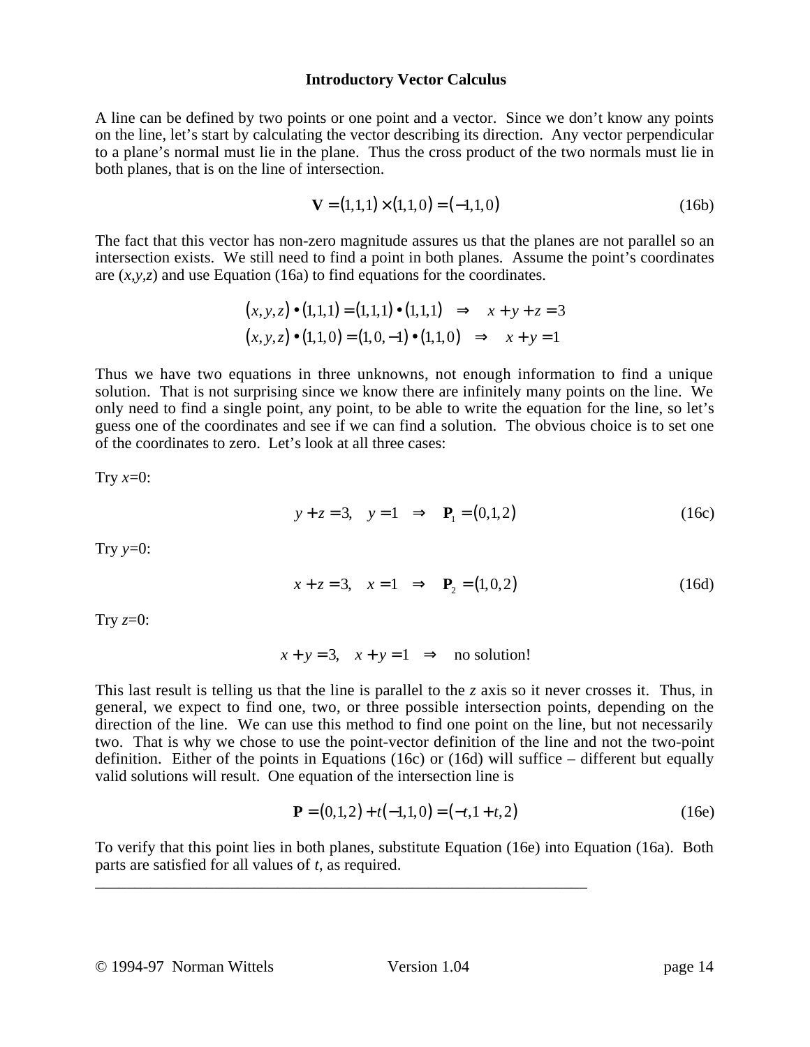A line can be defined by two points or one point and a vector. Since we don't know any points on the line, let's start by calculating the vector describing its direction. Any vector perpendicular to a plane's normal must lie in the plane. Thus the cross product of the two normals must lie in both planes, that is on the line of intersection.

$$\mathbf{V} = (1,1,1) \times (1,1,0) = (-1,1,0) \tag{16b}$$

The fact that this vector has non-zero magnitude assures us that the planes are not parallel so an intersection exists. We still need to find a point in both planes. Assume the point's coordinates are $(x,y,z)$ and use Equation (16a) to find equations for the coordinates.

$$\begin{aligned} (x,y,z) \bullet (1,1,1) &= (1,1,1) \bullet (1,1,1) \quad \Rightarrow \quad x + y + z = 3 \\ (x,y,z) \bullet (1,1,0) &= (1,0,-1) \bullet (1,1,0) \quad \Rightarrow \quad x + y = 1 \end{aligned}$$

Thus we have two equations in three unknowns, not enough information to find a unique solution. That is not surprising since we know there are infinitely many points on the line. We only need to find a single point, any point, to be able to write the equation for the line, so let's guess one of the coordinates and see if we can find a solution. The obvious choice is to set one of the coordinates to zero. Let's look at all three cases:

Try $x$=0:

$$y + z = 3, \quad y = 1 \quad \Rightarrow \quad \mathbf{P}_1 = (0,1,2) \tag{16c}$$

Try $y$=0:

$$x + z = 3, \quad x = 1 \quad \Rightarrow \quad \mathbf{P}_2 = (1,0,2) \tag{16d}$$

Try $z$=0:

$$x + y = 3, \quad x + y = 1 \quad \Rightarrow \quad \text{no solution!}$$

This last result is telling us that the line is parallel to the $z$ axis so it never crosses it. Thus, in general, we expect to find one, two, or three possible intersection points, depending on the direction of the line. We can use this method to find one point on the line, but not necessarily two. That is why we chose to use the point-vector definition of the line and not the two-point definition. Either of the points in Equations (16c) or (16d) will suffice – different but equally valid solutions will result. One equation of the intersection line is

$$\mathbf{P} = (0,1,2) + t(-1,1,0) = (-t, 1+t, 2) \tag{16e}$$

To verify that this point lies in both planes, substitute Equation (16e) into Equation (16a). Both parts are satisfied for all values of $t$, as required.

---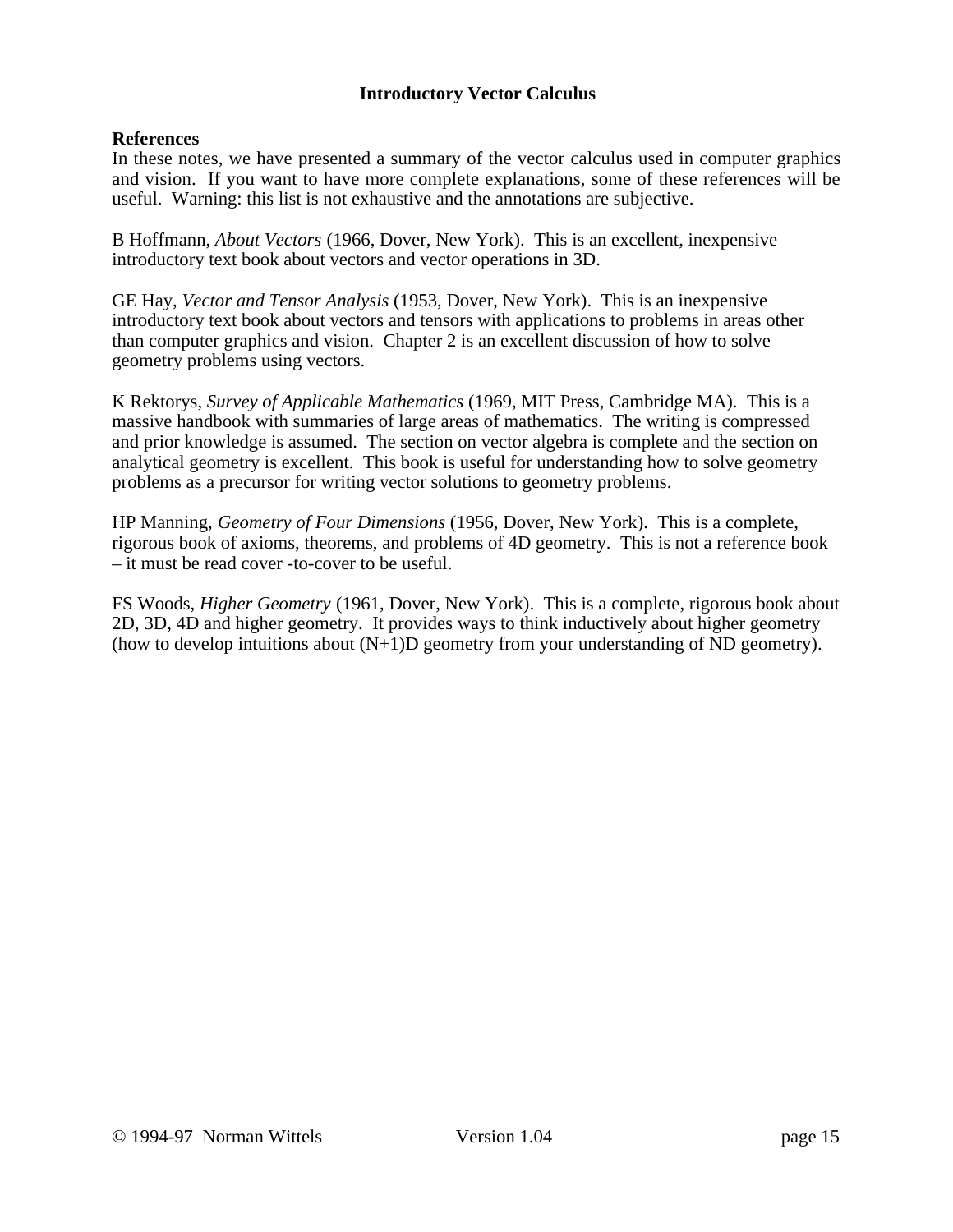**References**

In these notes, we have presented a summary of the vector calculus used in computer graphics and vision. If you want to have more complete explanations, some of these references will be useful. Warning: this list is not exhaustive and the annotations are subjective.

B Hoffmann, *About Vectors* (1966, Dover, New York). This is an excellent, inexpensive introductory text book about vectors and vector operations in 3D.

GE Hay, *Vector and Tensor Analysis* (1953, Dover, New York). This is an inexpensive introductory text book about vectors and tensors with applications to problems in areas other than computer graphics and vision. Chapter 2 is an excellent discussion of how to solve geometry problems using vectors.

K Rektorys, *Survey of Applicable Mathematics* (1969, MIT Press, Cambridge MA). This is a massive handbook with summaries of large areas of mathematics. The writing is compressed and prior knowledge is assumed. The section on vector algebra is complete and the section on analytical geometry is excellent. This book is useful for understanding how to solve geometry problems as a precursor for writing vector solutions to geometry problems.

HP Manning, *Geometry of Four Dimensions* (1956, Dover, New York). This is a complete, rigorous book of axioms, theorems, and problems of 4D geometry. This is not a reference book – it must be read cover -to-cover to be useful.

FS Woods, *Higher Geometry* (1961, Dover, New York). This is a complete, rigorous book about 2D, 3D, 4D and higher geometry. It provides ways to think inductively about higher geometry (how to develop intuitions about (N+1)D geometry from your understanding of ND geometry).